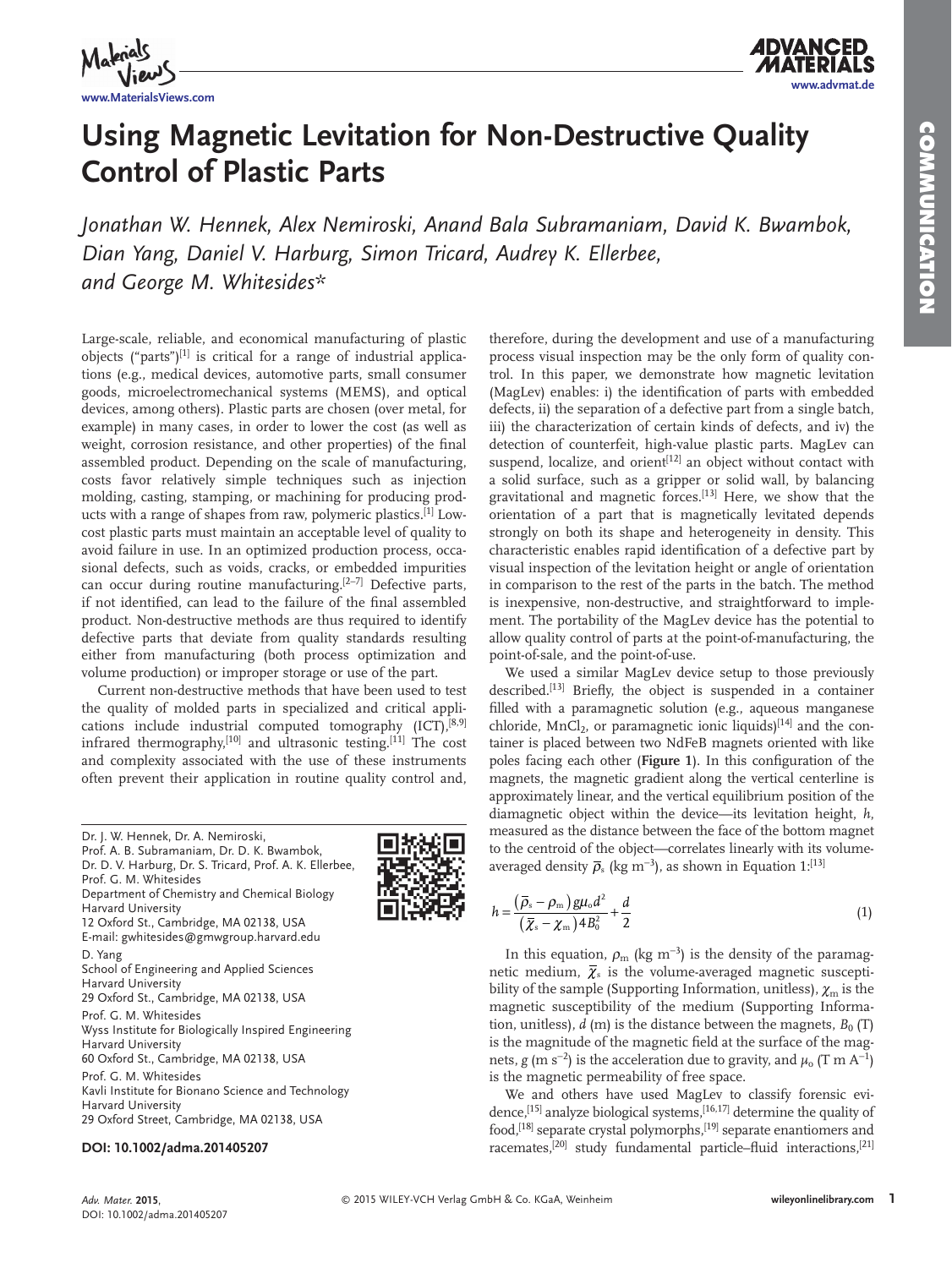# Using Magnetic Levitation for Non-Destructive Quality Control of Plastic Parts

*Jonathan W. Hennek, Alex Nemiroski, Anand Bala Subramaniam, David K. Bwambok, Dian Yang, Daniel V. Harburg, Simon Tricard, Audrey K. Ellerbee, and George M. Whitesides\**

Large-scale, reliable, and economical manufacturing of plastic objects ("parts")[1] is critical for a range of industrial applications (e.g., medical devices, automotive parts, small consumer goods, microelectromechanical systems (MEMS), and optical devices, among others). Plastic parts are chosen (over metal, for example) in many cases, in order to lower the cost (as well as weight, corrosion resistance, and other properties) of the final assembled product. Depending on the scale of manufacturing, costs favor relatively simple techniques such as injection molding, casting, stamping, or machining for producing products with a range of shapes from raw, polymeric plastics.[1] Low-cost plastic parts must maintain an acceptable level of quality to avoid failure in use. In an optimized production process, occasional defects, such as voids, cracks, or embedded impurities can occur during routine manufacturing.[2–7] Defective parts, if not identified, can lead to the failure of the final assembled product. Non-destructive methods are thus required to identify defective parts that deviate from quality standards resulting either from manufacturing (both process optimization and volume production) or improper storage or use of the part.

Current non-destructive methods that have been used to test the quality of molded parts in specialized and critical applications include industrial computed tomography (ICT),[8,9] infrared thermography,[10] and ultrasonic testing.[11] The cost and complexity associated with the use of these instruments often prevent their application in routine quality control and, therefore, during the development and use of a manufacturing process visual inspection may be the only form of quality control. In this paper, we demonstrate how magnetic levitation (MagLev) enables: i) the identification of parts with embedded defects, ii) the separation of a defective part from a single batch, iii) the characterization of certain kinds of defects, and iv) the detection of counterfeit, high-value plastic parts. MagLev can suspend, localize, and orient[12] an object without contact with a solid surface, such as a gripper or solid wall, by balancing gravitational and magnetic forces.[13] Here, we show that the orientation of a part that is magnetically levitated depends strongly on both its shape and heterogeneity in density. This characteristic enables rapid identification of a defective part by visual inspection of the levitation height or angle of orientation in comparison to the rest of the parts in the batch. The method is inexpensive, non-destructive, and straightforward to implement. The portability of the MagLev device has the potential to allow quality control of parts at the point-of-manufacturing, the point-of-sale, and the point-of-use.

We used a similar MagLev device setup to those previously described.[13] Briefly, the object is suspended in a container filled with a paramagnetic solution (e.g., aqueous manganese chloride, $MnCl_2$, or paramagnetic ionic liquids)[14] and the container is placed between two NdFeB magnets oriented with like poles facing each other (**Figure 1**). In this configuration of the magnets, the magnetic gradient along the vertical centerline is approximately linear, and the vertical equilibrium position of the diamagnetic object within the device—its levitation height, $h$, measured as the distance between the face of the bottom magnet to the centroid of the object—correlates linearly with its volume-averaged density $\bar{\rho}_s$ (kg m$^{-3}$), as shown in Equation 1:[13]

$$h = \frac{(\bar{\rho}_s - \rho_m) g \mu_o d^2}{(\bar{\chi}_s - \chi_m) 4 B_0^2} + \frac{d}{2} \tag{1}$$

In this equation, $\rho_m$ (kg m$^{-3}$) is the density of the paramagnetic medium, $\bar{\chi}_s$ is the volume-averaged magnetic susceptibility of the sample (Supporting Information, unitless), $\chi_m$ is the magnetic susceptibility of the medium (Supporting Information, unitless), $d$ (m) is the distance between the magnets, $B_0$ (T) is the magnitude of the magnetic field at the surface of the magnets, $g$ (m s$^{-2}$) is the acceleration due to gravity, and $\mu_o$ (T m A$^{-1}$) is the magnetic permeability of free space.

We and others have used MagLev to classify forensic evidence,[15] analyze biological systems,[16,17] determine the quality of food,[18] separate crystal polymorphs,[19] separate enantiomers and racemates,[20] study fundamental particle–fluid interactions,[21]

---

Dr. J. W. Hennek, Dr. A. Nemiroski, Prof. A. B. Subramaniam, Dr. D. K. Bwambok, Dr. D. V. Harburg, Dr. S. Tricard, Prof. A. K. Ellerbee, Prof. G. M. Whitesides
Department of Chemistry and Chemical Biology
Harvard University
12 Oxford St., Cambridge, MA 02138, USA
E-mail: gwhitesides@gmwgroup.harvard.edu

D. Yang
School of Engineering and Applied Sciences
Harvard University
29 Oxford St., Cambridge, MA 02138, USA

Prof. G. M. Whitesides
Wyss Institute for Biologically Inspired Engineering
Harvard University
60 Oxford St., Cambridge, MA 02138, USA

Prof. G. M. Whitesides
Kavli Institute for Bionano Science and Technology
Harvard University
29 Oxford Street, Cambridge, MA 02138, USA

**DOI: 10.1002/adma.201405207**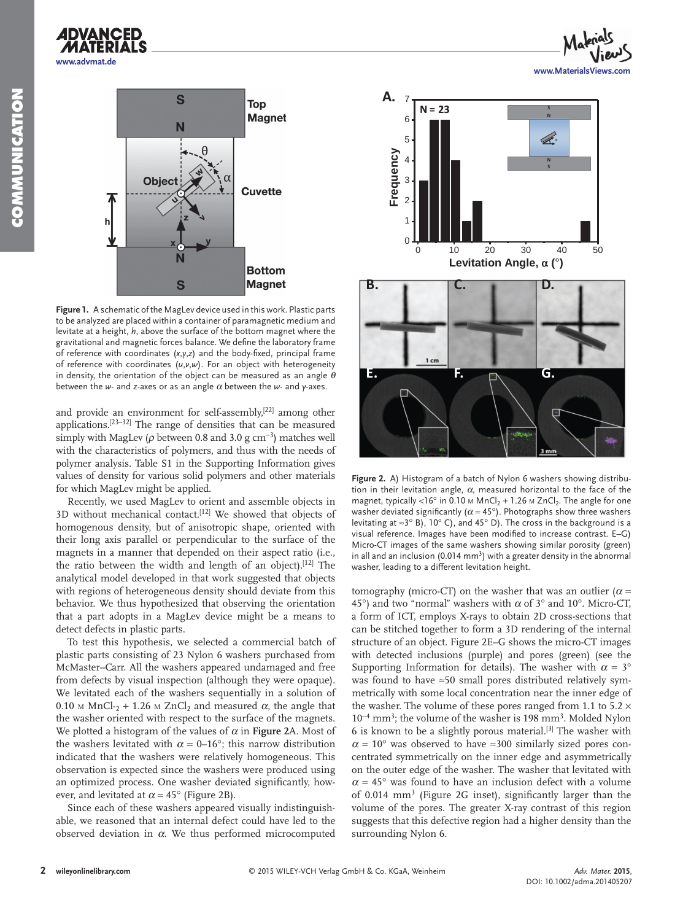Figure 1. A schematic of the MagLev device used in this work. Plastic parts to be analyzed are placed within a container of paramagnetic medium and levitate at a height, $h$, above the surface of the bottom magnet where the gravitational and magnetic forces balance. We define the laboratory frame of reference with coordinates ($x$,$y$,$z$) and the body-fixed, principal frame of reference with coordinates ($u$,$v$,$w$). For an object with heterogeneity in density, the orientation of the object can be measured as an angle $\theta$ between the $w$- and $z$-axes or as an angle $\alpha$ between the $w$- and $y$-axes.

and provide an environment for self-assembly,[22] among other applications.[23–32] The range of densities that can be measured simply with MagLev ($\rho$ between 0.8 and 3.0 g cm$^{-3}$) matches well with the characteristics of polymers, and thus with the needs of polymer analysis. Table S1 in the Supporting Information gives values of density for various solid polymers and other materials for which MagLev might be applied.

Recently, we used MagLev to orient and assemble objects in 3D without mechanical contact.[12] We showed that objects of homogenous density, but of anisotropic shape, oriented with their long axis parallel or perpendicular to the surface of the magnets in a manner that depended on their aspect ratio (i.e., the ratio between the width and length of an object).[12] The analytical model developed in that work suggested that objects with regions of heterogeneous density should deviate from this behavior. We thus hypothesized that observing the orientation that a part adopts in a MagLev device might be a means to detect defects in plastic parts.

To test this hypothesis, we selected a commercial batch of plastic parts consisting of 23 Nylon 6 washers purchased from McMaster–Carr. All the washers appeared undamaged and free from defects by visual inspection (although they were opaque). We levitated each of the washers sequentially in a solution of 0.10 M $MnCl_2$ + 1.26 M $ZnCl_2$ and measured $\alpha$, the angle that the washer oriented with respect to the surface of the magnets. We plotted a histogram of the values of $\alpha$ in **Figure 2**A. Most of the washers levitated with $\alpha$ = 0–16°; this narrow distribution indicated that the washers were relatively homogeneous. This observation is expected since the washers were produced using an optimized process. One washer deviated significantly, however, and levitated at $\alpha$ = 45° (Figure 2B).

Since each of these washers appeared visually indistinguishable, we reasoned that an internal defect could have led to the observed deviation in $\alpha$. We thus performed microcomputed tomography (micro-CT) on the washer that was an outlier ($\alpha$ = 45°) and two "normal" washers with $\alpha$ of 3° and 10°. Micro-CT, a form of ICT, employs X-rays to obtain 2D cross-sections that can be stitched together to form a 3D rendering of the internal structure of an object. Figure 2E–G shows the micro-CT images with detected inclusions (purple) and pores (green) (see the Supporting Information for details). The washer with $\alpha$ = 3° was found to have ≈50 small pores distributed relatively symmetrically with some local concentration near the inner edge of the washer. The volume of these pores ranged from 1.1 to 5.2 × 10$^{-4}$ mm$^3$; the volume of the washer is 198 mm$^3$. Molded Nylon 6 is known to be a slightly porous material.[3] The washer with $\alpha$ = 10° was observed to have ≈300 similarly sized pores concentrated symmetrically on the inner edge and asymmetrically on the outer edge of the washer. The washer that levitated with $\alpha$ = 45° was found to have an inclusion defect with a volume of 0.014 mm$^3$ (Figure 2G inset), significantly larger than the volume of the pores. The greater X-ray contrast of this region suggests that this defective region had a higher density than the surrounding Nylon 6.

Figure 2. A) Histogram of a batch of Nylon 6 washers showing distribution in their levitation angle, $\alpha$, measured horizontal to the face of the magnet, typically <16° in 0.10 M $MnCl_2$ + 1.26 M $ZnCl_2$. The angle for one washer deviated significantly ($\alpha$ = 45°). Photographs show three washers levitating at ≈3° B), 10° C), and 45° D). The cross in the background is a visual reference. Images have been modified to increase contrast. E–G) Micro-CT images of the same washers showing similar porosity (green) in all and an inclusion (0.014 mm$^3$) with a greater density in the abnormal washer, leading to a different levitation height.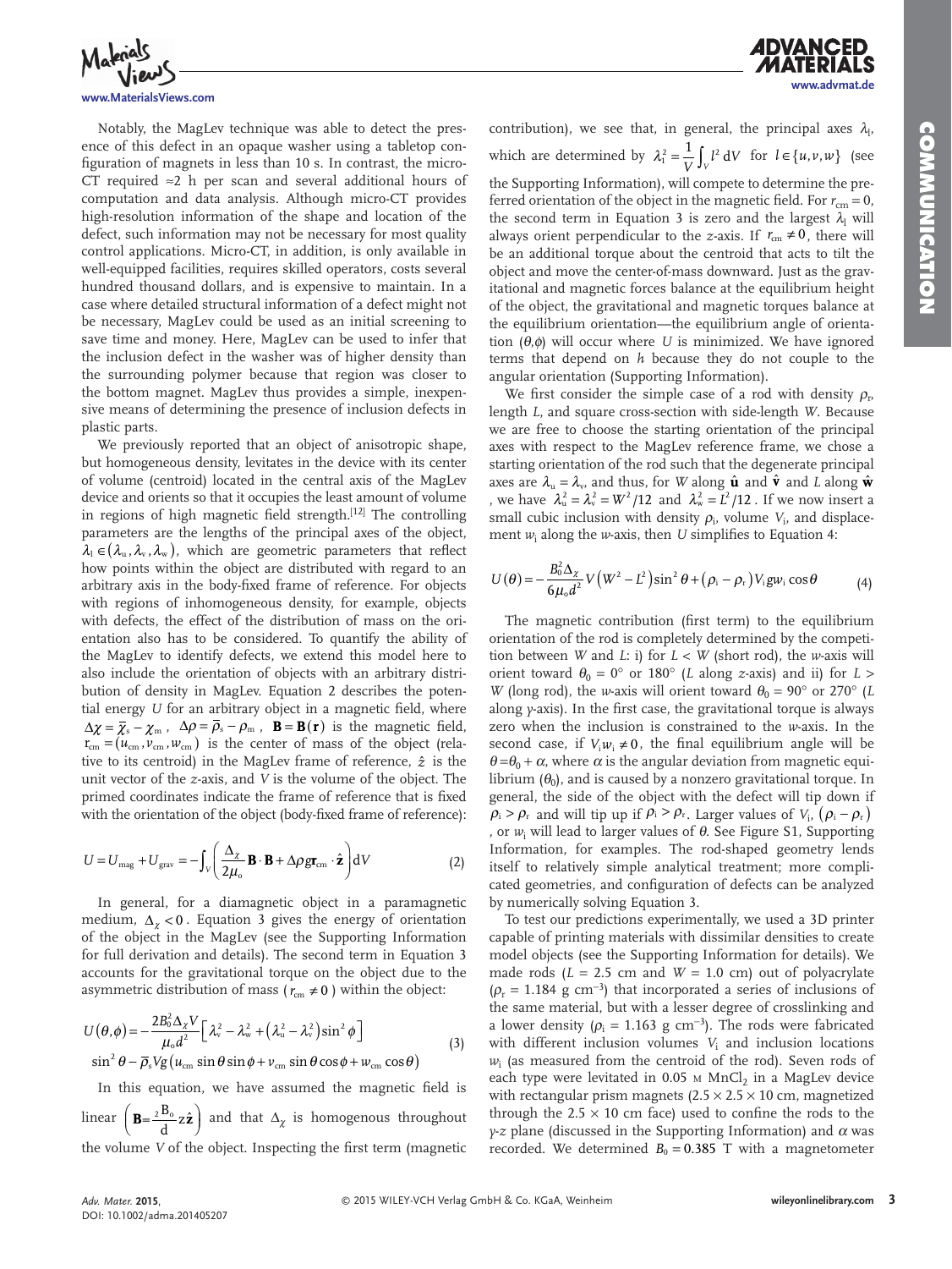Notably, the MagLev technique was able to detect the presence of this defect in an opaque washer using a tabletop configuration of magnets in less than 10 s. In contrast, the micro-CT required ≈2 h per scan and several additional hours of computation and data analysis. Although micro-CT provides high-resolution information of the shape and location of the defect, such information may not be necessary for most quality control applications. Micro-CT, in addition, is only available in well-equipped facilities, requires skilled operators, costs several hundred thousand dollars, and is expensive to maintain. In a case where detailed structural information of a defect might not be necessary, MagLev could be used as an initial screening to save time and money. Here, MagLev can be used to infer that the inclusion defect in the washer was of higher density than the surrounding polymer because that region was closer to the bottom magnet. MagLev thus provides a simple, inexpensive means of determining the presence of inclusion defects in plastic parts.

We previously reported that an object of anisotropic shape, but homogeneous density, levitates in the device with its center of volume (centroid) located in the central axis of the MagLev device and orients so that it occupies the least amount of volume in regions of high magnetic field strength.[12] The controlling parameters are the lengths of the principal axes of the object, $\lambda_l \in (\lambda_u, \lambda_v, \lambda_w)$, which are geometric parameters that reflect how points within the object are distributed with regard to an arbitrary axis in the body-fixed frame of reference. For objects with regions of inhomogeneous density, for example, objects with defects, the effect of the distribution of mass on the orientation also has to be considered. To quantify the ability of the MagLev to identify defects, we extend this model here to also include the orientation of objects with an arbitrary distribution of density in MagLev. Equation 2 describes the potential energy $U$ for an arbitrary object in a magnetic field, where $\Delta\chi = \bar{\chi}_s - \chi_m$, $\Delta\rho = \bar{\rho}_s - \rho_m$, $\mathbf{B} = \mathbf{B}(\mathbf{r})$ is the magnetic field, $\mathbf{r}_{cm} = (u_{cm}, v_{cm}, w_{cm})$ is the center of mass of the object (relative to its centroid) in the MagLev frame of reference, $\hat{z}$ is the unit vector of the $z$-axis, and $V$ is the volume of the object. The primed coordinates indicate the frame of reference that is fixed with the orientation of the object (body-fixed frame of reference):

$$U = U_{mag} + U_{grav} = -\int_V \left( \frac{\Delta_\chi}{2\mu_o} \mathbf{B} \cdot \mathbf{B} + \Delta\rho g \mathbf{r}_{cm} \cdot \hat{\mathbf{z}} \right) dV \qquad (2)$$

In general, for a diamagnetic object in a paramagnetic medium, $\Delta_\chi < 0$. Equation 3 gives the energy of orientation of the object in the MagLev (see the Supporting Information for full derivation and details). The second term in Equation 3 accounts for the gravitational torque on the object due to the asymmetric distribution of mass ($r_{cm} \neq 0$) within the object:

$$\begin{aligned} U(\theta,\phi) = &-\frac{2B_0^2 \Delta_\chi V}{\mu_o d^2}\left[\lambda_v^2 - \lambda_w^2 + \left(\lambda_u^2 - \lambda_v^2\right)\sin^2\phi\right] \\ &\sin^2\theta - \bar{\rho}_s V g\left(u_{cm}\sin\theta\sin\phi + v_{cm}\sin\theta\cos\phi + w_{cm}\cos\theta\right) \end{aligned} \qquad (3)$$

In this equation, we have assumed the magnetic field is linear $\left(\mathbf{B} = \frac{2B_o}{d} z\hat{\mathbf{z}}\right)$ and that $\Delta_\chi$ is homogenous throughout the volume $V$ of the object. Inspecting the first term (magnetic contribution), we see that, in general, the principal axes $\lambda_l$, which are determined by $\lambda_l^2 = \frac{1}{V}\int_V l^2 \, dV$ for $l \in \{u, v, w\}$ (see the Supporting Information), will compete to determine the preferred orientation of the object in the magnetic field. For $r_{cm} = 0$, the second term in Equation 3 is zero and the largest $\lambda_l$ will always orient perpendicular to the $z$-axis. If $r_{cm} \neq 0$, there will be an additional torque about the centroid that acts to tilt the object and move the center-of-mass downward. Just as the gravitational and magnetic forces balance at the equilibrium height of the object, the gravitational and magnetic torques balance at the equilibrium orientation—the equilibrium angle of orientation $(\theta,\phi)$ will occur where $U$ is minimized. We have ignored terms that depend on $h$ because they do not couple to the angular orientation (Supporting Information).

We first consider the simple case of a rod with density $\rho_r$, length $L$, and square cross-section with side-length $W$. Because we are free to choose the starting orientation of the principal axes with respect to the MagLev reference frame, we chose a starting orientation of the rod such that the degenerate principal axes are $\lambda_u = \lambda_v$, and thus, for $W$ along $\hat{\mathbf{u}}$ and $\hat{\mathbf{v}}$ and $L$ along $\hat{\mathbf{w}}$, we have $\lambda_u^2 = \lambda_v^2 = W^2/12$ and $\lambda_w^2 = L^2/12$. If we now insert a small cubic inclusion with density $\rho_i$, volume $V_i$, and displacement $w_i$ along the $w$-axis, then $U$ simplifies to Equation 4:

$$U(\theta) = -\frac{B_0^2 \Delta_\chi}{6\mu_o d^2} V\left(W^2 - L^2\right)\sin^2\theta + \left(\rho_i - \rho_r\right)V_i g w_i \cos\theta \qquad (4)$$

The magnetic contribution (first term) to the equilibrium orientation of the rod is completely determined by the competition between $W$ and $L$: i) for $L < W$ (short rod), the $w$-axis will orient toward $\theta_0 = 0°$ or $180°$ ($L$ along $z$-axis) and ii) for $L > W$ (long rod), the $w$-axis will orient toward $\theta_0 = 90°$ or $270°$ ($L$ along $y$-axis). In the first case, the gravitational torque is always zero when the inclusion is constrained to the $w$-axis. In the second case, if $V_i w_i \neq 0$, the final equilibrium angle will be $\theta = \theta_0 + \alpha$, where $\alpha$ is the angular deviation from magnetic equilibrium ($\theta_0$), and is caused by a nonzero gravitational torque. In general, the side of the object with the defect will tip down if $\rho_i > \rho_r$ and will tip up if $\rho_i > \rho_r$. Larger values of $V_i$, $(\rho_i - \rho_r)$, or $w_i$ will lead to larger values of $\theta$. See Figure S1, Supporting Information, for examples. The rod-shaped geometry lends itself to relatively simple analytical treatment; more complicated geometries, and configuration of defects can be analyzed by numerically solving Equation 3.

To test our predictions experimentally, we used a 3D printer capable of printing materials with dissimilar densities to create model objects (see the Supporting Information for details). We made rods ($L$ = 2.5 cm and $W$ = 1.0 cm) out of polyacrylate ($\rho_r$ = 1.184 g cm$^{-3}$) that incorporated a series of inclusions of the same material, but with a lesser degree of crosslinking and a lower density ($\rho_i$ = 1.163 g cm$^{-3}$). The rods were fabricated with different inclusion volumes $V_i$ and inclusion locations $w_i$ (as measured from the centroid of the rod). Seven rods of each type were levitated in 0.05 M $MnCl_2$ in a MagLev device with rectangular prism magnets (2.5 × 2.5 × 10 cm, magnetized through the 2.5 × 10 cm face) used to confine the rods to the $y$-$z$ plane (discussed in the Supporting Information) and $\alpha$ was recorded. We determined $B_0 = 0.385$ T with a magnetometer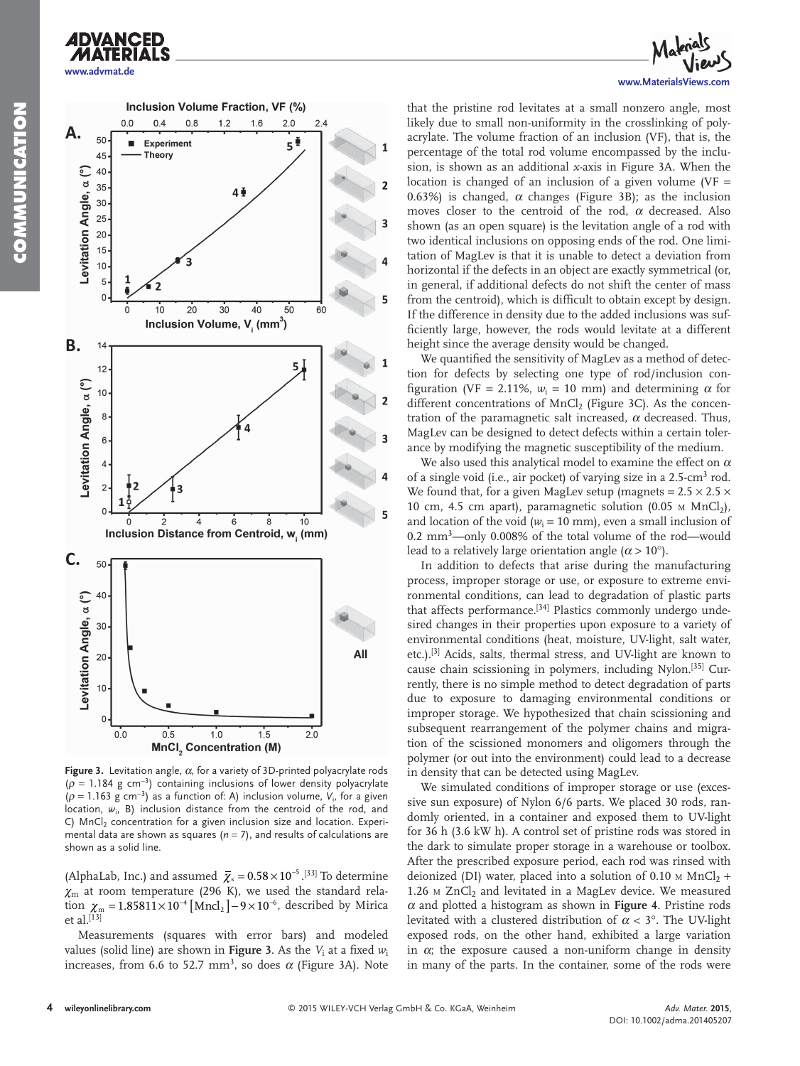Figure 3. Levitation angle, $\alpha$, for a variety of 3D-printed polyacrylate rods ($\rho$ = 1.184 g cm$^{-3}$) containing inclusions of lower density polyacrylate ($\rho$ = 1.163 g cm$^{-3}$) as a function of: A) inclusion volume, $V_i$, for a given location, $w_i$, B) inclusion distance from the centroid of the rod, and C) $MnCl_2$ concentration for a given inclusion size and location. Experimental data are shown as squares ($n$ = 7), and results of calculations are shown as a solid line.

(AlphaLab, Inc.) and assumed $\bar{\chi}_s = 0.58 \times 10^{-5}$.[33] To determine $\chi_m$ at room temperature (296 K), we used the standard relation $\chi_m = 1.85811 \times 10^{-4}[\text{Mncl}_2] - 9 \times 10^{-6}$, described by Mirica et al.[13]

Measurements (squares with error bars) and modeled values (solid line) are shown in **Figure 3**. As the $V_i$ at a fixed $w_i$ increases, from 6.6 to 52.7 mm$^3$, so does $\alpha$ (Figure 3A). Note that the pristine rod levitates at a small nonzero angle, most likely due to small non-uniformity in the crosslinking of polyacrylate. The volume fraction of an inclusion (VF), that is, the percentage of the total rod volume encompassed by the inclusion, is shown as an additional $x$-axis in Figure 3A. When the location is changed of an inclusion of a given volume (VF = 0.63%) is changed, $\alpha$ changes (Figure 3B); as the inclusion moves closer to the centroid of the rod, $\alpha$ decreased. Also shown (as an open square) is the levitation angle of a rod with two identical inclusions on opposing ends of the rod. One limitation of MagLev is that it is unable to detect a deviation from horizontal if the defects in an object are exactly symmetrical (or, in general, if additional defects do not shift the center of mass from the centroid), which is difficult to obtain except by design. If the difference in density due to the added inclusions was sufficiently large, however, the rods would levitate at a different height since the average density would be changed.

We quantified the sensitivity of MagLev as a method of detection for defects by selecting one type of rod/inclusion configuration (VF = 2.11%, $w_i$ = 10 mm) and determining $\alpha$ for different concentrations of $MnCl_2$ (Figure 3C). As the concentration of the paramagnetic salt increased, $\alpha$ decreased. Thus, MagLev can be designed to detect defects within a certain tolerance by modifying the magnetic susceptibility of the medium.

We also used this analytical model to examine the effect on $\alpha$ of a single void (i.e., air pocket) of varying size in a 2.5-cm$^3$ rod. We found that, for a given MagLev setup (magnets = 2.5 × 2.5 × 10 cm, 4.5 cm apart), paramagnetic solution (0.05 M $MnCl_2$), and location of the void ($w_i$ = 10 mm), even a small inclusion of 0.2 mm$^3$—only 0.008% of the total volume of the rod—would lead to a relatively large orientation angle ($\alpha$ > 10°).

In addition to defects that arise during the manufacturing process, improper storage or use, or exposure to extreme environmental conditions, can lead to degradation of plastic parts that affects performance.[34] Plastics commonly undergo undesired changes in their properties upon exposure to a variety of environmental conditions (heat, moisture, UV-light, salt water, etc.).[3] Acids, salts, thermal stress, and UV-light are known to cause chain scissioning in polymers, including Nylon.[35] Currently, there is no simple method to detect degradation of parts due to exposure to damaging environmental conditions or improper storage. We hypothesized that chain scissioning and subsequent rearrangement of the polymer chains and migration of the scissioned monomers and oligomers through the polymer (or out into the environment) could lead to a decrease in density that can be detected using MagLev.

We simulated conditions of improper storage or use (excessive sun exposure) of Nylon 6/6 parts. We placed 30 rods, randomly oriented, in a container and exposed them to UV-light for 36 h (3.6 kW h). A control set of pristine rods was stored in the dark to simulate proper storage in a warehouse or toolbox. After the prescribed exposure period, each rod was rinsed with deionized (DI) water, placed into a solution of 0.10 M $MnCl_2$ + 1.26 M $ZnCl_2$ and levitated in a MagLev device. We measured $\alpha$ and plotted a histogram as shown in **Figure 4**. Pristine rods levitated with a clustered distribution of $\alpha$ < 3°. The UV-light exposed rods, on the other hand, exhibited a large variation in $\alpha$; the exposure caused a non-uniform change in density in many of the parts. In the container, some of the rods were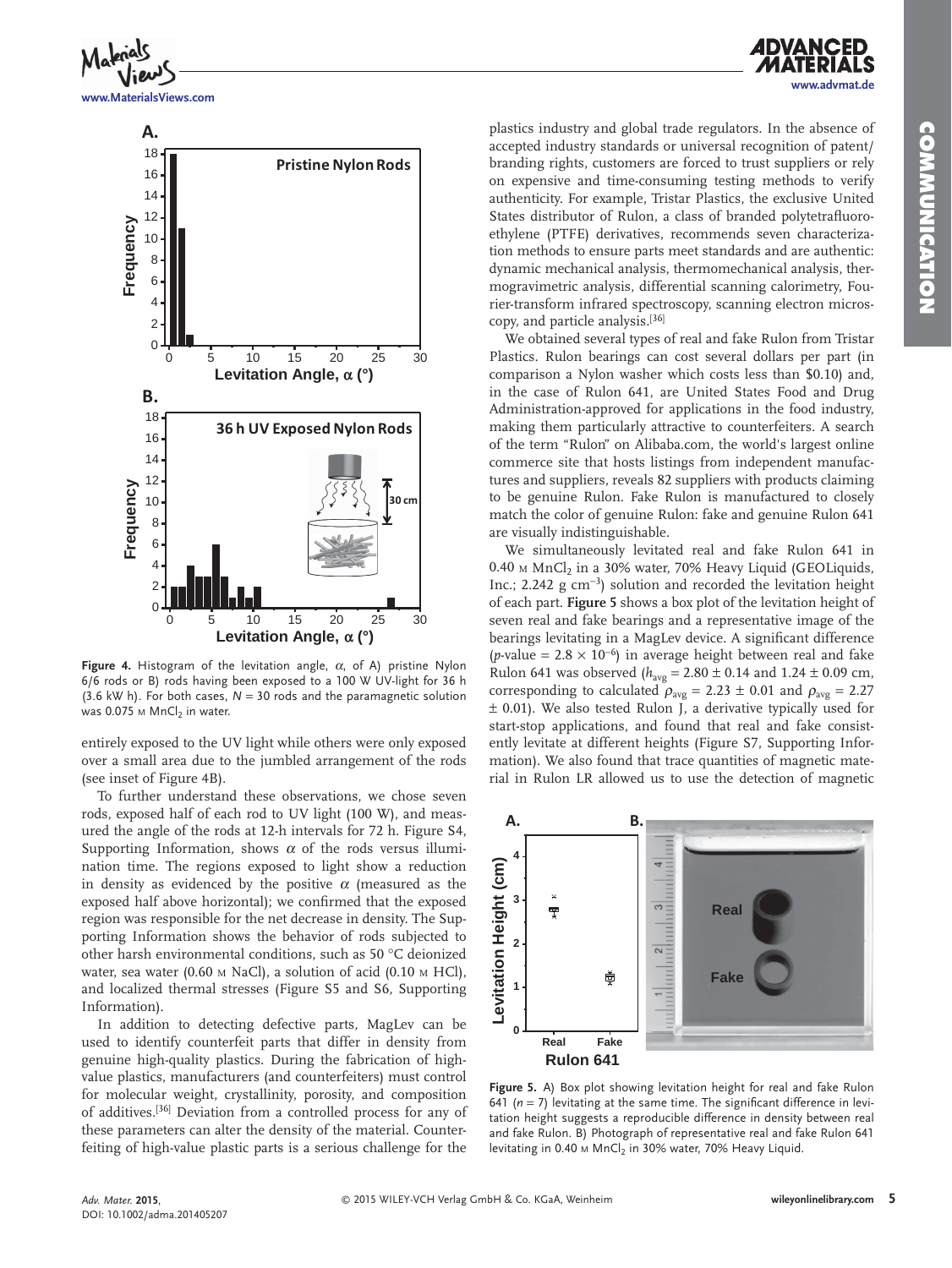**Figure 4.** Histogram of the levitation angle, $\alpha$, of A) pristine Nylon 6/6 rods or B) rods having been exposed to a 100 W UV-light for 36 h (3.6 kW h). For both cases, $N = 30$ rods and the paramagnetic solution was 0.075 M $MnCl_2$ in water.

entirely exposed to the UV light while others were only exposed over a small area due to the jumbled arrangement of the rods (see inset of Figure 4B).

To further understand these observations, we chose seven rods, exposed half of each rod to UV light (100 W), and measured the angle of the rods at 12-h intervals for 72 h. Figure S4, Supporting Information, shows $\alpha$ of the rods versus illumination time. The regions exposed to light show a reduction in density as evidenced by the positive $\alpha$ (measured as the exposed half above horizontal); we confirmed that the exposed region was responsible for the net decrease in density. The Supporting Information shows the behavior of rods subjected to other harsh environmental conditions, such as 50 °C deionized water, sea water (0.60 M NaCl), a solution of acid (0.10 M HCl), and localized thermal stresses (Figure S5 and S6, Supporting Information).

In addition to detecting defective parts, MagLev can be used to identify counterfeit parts that differ in density from genuine high-quality plastics. During the fabrication of high-value plastics, manufacturers (and counterfeiters) must control for molecular weight, crystallinity, porosity, and composition of additives.[36] Deviation from a controlled process for any of these parameters can alter the density of the material. Counterfeiting of high-value plastic parts is a serious challenge for the plastics industry and global trade regulators. In the absence of accepted industry standards or universal recognition of patent/branding rights, customers are forced to trust suppliers or rely on expensive and time-consuming testing methods to verify authenticity. For example, Tristar Plastics, the exclusive United States distributor of Rulon, a class of branded polytetrafluoroethylene (PTFE) derivatives, recommends seven characterization methods to ensure parts meet standards and are authentic: dynamic mechanical analysis, thermomechanical analysis, thermogravimetric analysis, differential scanning calorimetry, Fourier-transform infrared spectroscopy, scanning electron microscopy, and particle analysis.[36]

We obtained several types of real and fake Rulon from Tristar Plastics. Rulon bearings can cost several dollars per part (in comparison a Nylon washer which costs less than \$0.10) and, in the case of Rulon 641, are United States Food and Drug Administration-approved for applications in the food industry, making them particularly attractive to counterfeiters. A search of the term "Rulon" on Alibaba.com, the world's largest online commerce site that hosts listings from independent manufactures and suppliers, reveals 82 suppliers with products claiming to be genuine Rulon. Fake Rulon is manufactured to closely match the color of genuine Rulon: fake and genuine Rulon 641 are visually indistinguishable.

We simultaneously levitated real and fake Rulon 641 in 0.40 M $MnCl_2$ in a 30% water, 70% Heavy Liquid (GEOLiquids, Inc.; 2.242 g $cm^{-3}$) solution and recorded the levitation height of each part. **Figure 5** shows a box plot of the levitation height of seven real and fake bearings and a representative image of the bearings levitating in a MagLev device. A significant difference ($p$-value $= 2.8 \times 10^{-6}$) in average height between real and fake Rulon 641 was observed ($h_{avg} = 2.80 \pm 0.14$ and $1.24 \pm 0.09$ cm, corresponding to calculated $\rho_{avg} = 2.23 \pm 0.01$ and $\rho_{avg} = 2.27 \pm 0.01$). We also tested Rulon J, a derivative typically used for start-stop applications, and found that real and fake consistently levitate at different heights (Figure S7, Supporting Information). We also found that trace quantities of magnetic material in Rulon LR allowed us to use the detection of magnetic

**Figure 5.** A) Box plot showing levitation height for real and fake Rulon 641 ($n = 7$) levitating at the same time. The significant difference in levitation height suggests a reproducible difference in density between real and fake Rulon. B) Photograph of representative real and fake Rulon 641 levitating in 0.40 M $MnCl_2$ in 30% water, 70% Heavy Liquid.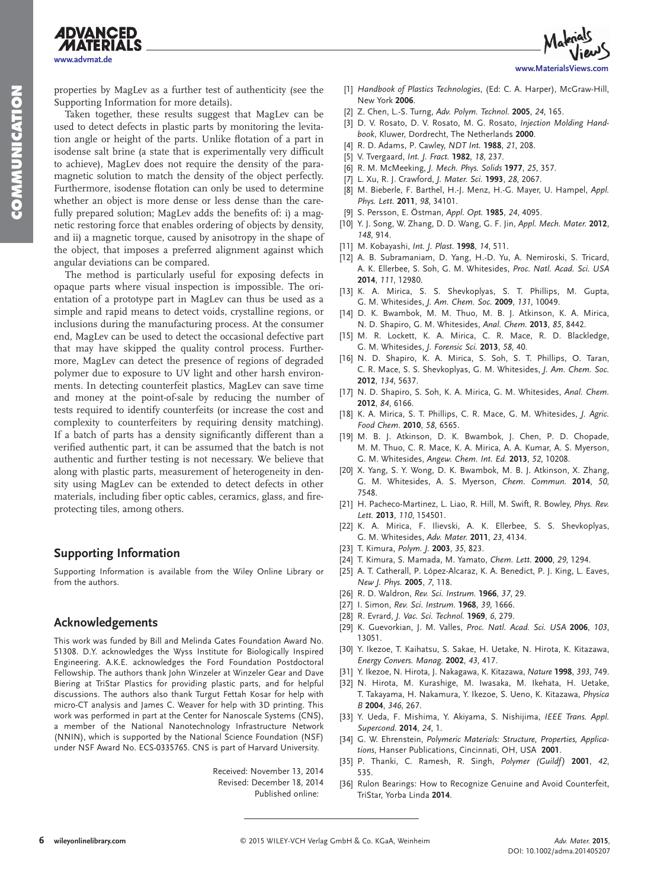properties by MagLev as a further test of authenticity (see the Supporting Information for more details).

Taken together, these results suggest that MagLev can be used to detect defects in plastic parts by monitoring the levitation angle or height of the parts. Unlike flotation of a part in isodense salt brine (a state that is experimentally very difficult to achieve), MagLev does not require the density of the paramagnetic solution to match the density of the object perfectly. Furthermore, isodense flotation can only be used to determine whether an object is more dense or less dense than the carefully prepared solution; MagLev adds the benefits of: i) a magnetic restoring force that enables ordering of objects by density, and ii) a magnetic torque, caused by anisotropy in the shape of the object, that imposes a preferred alignment against which angular deviations can be compared.

The method is particularly useful for exposing defects in opaque parts where visual inspection is impossible. The orientation of a prototype part in MagLev can thus be used as a simple and rapid means to detect voids, crystalline regions, or inclusions during the manufacturing process. At the consumer end, MagLev can be used to detect the occasional defective part that may have skipped the quality control process. Furthermore, MagLev can detect the presence of regions of degraded polymer due to exposure to UV light and other harsh environments. In detecting counterfeit plastics, MagLev can save time and money at the point-of-sale by reducing the number of tests required to identify counterfeits (or increase the cost and complexity to counterfeiters by requiring density matching). If a batch of parts has a density significantly different than a verified authentic part, it can be assumed that the batch is not authentic and further testing is not necessary. We believe that along with plastic parts, measurement of heterogeneity in density using MagLev can be extended to detect defects in other materials, including fiber optic cables, ceramics, glass, and fire-protecting tiles, among others.

## Supporting Information

Supporting Information is available from the Wiley Online Library or from the authors.

## Acknowledgements

This work was funded by Bill and Melinda Gates Foundation Award No. 51308. D.Y. acknowledges the Wyss Institute for Biologically Inspired Engineering. A.K.E. acknowledges the Ford Foundation Postdoctoral Fellowship. The authors thank John Winzeler at Winzeler Gear and Dave Biering at TriStar Plastics for providing plastic parts, and for helpful discussions. The authors also thank Turgut Fettah Kosar for help with micro-CT analysis and James C. Weaver for help with 3D printing. This work was performed in part at the Center for Nanoscale Systems (CNS), a member of the National Nanotechnology Infrastructure Network (NNIN), which is supported by the National Science Foundation (NSF) under NSF Award No. ECS-0335765. CNS is part of Harvard University.

Received: November 13, 2014
Revised: December 18, 2014
Published online:

[1] *Handbook of Plastics Technologies*, (Ed: C. A. Harper), McGraw-Hill, New York **2006**.
[2] Z. Chen, L.-S. Turng, *Adv. Polym. Technol.* **2005**, *24*, 165.
[3] D. V. Rosato, D. V. Rosato, M. G. Rosato, *Injection Molding Handbook*, Kluwer, Dordrecht, The Netherlands **2000**.
[4] R. D. Adams, P. Cawley, *NDT Int.* **1988**, *21*, 208.
[5] V. Tvergaard, *Int. J. Fract.* **1982**, *18*, 237.
[6] R. M. McMeeking, *J. Mech. Phys. Solids* **1977**, *25*, 357.
[7] L. Xu, R. J. Crawford, *J. Mater. Sci.* **1993**, *28*, 2067.
[8] M. Bieberle, F. Barthel, H.-J. Menz, H.-G. Mayer, U. Hampel, *Appl. Phys. Lett.* **2011**, *98*, 34101.
[9] S. Persson, E. Östman, *Appl. Opt.* **1985**, *24*, 4095.
[10] Y. J. Song, W. Zhang, D. D. Wang, G. F. Jin, *Appl. Mech. Mater.* **2012**, *148*, 914.
[11] M. Kobayashi, *Int. J. Plast.* **1998**, *14*, 511.
[12] A. B. Subramaniam, D. Yang, H.-D. Yu, A. Nemiroski, S. Tricard, A. K. Ellerbee, S. Soh, G. M. Whitesides, *Proc. Natl. Acad. Sci. USA* **2014**, *111*, 12980.
[13] K. A. Mirica, S. S. Shevkoplyas, S. T. Phillips, M. Gupta, G. M. Whitesides, *J. Am. Chem. Soc.* **2009**, *131*, 10049.
[14] D. K. Bwambok, M. M. Thuo, M. B. J. Atkinson, K. A. Mirica, N. D. Shapiro, G. M. Whitesides, *Anal. Chem.* **2013**, *85*, 8442.
[15] M. R. Lockett, K. A. Mirica, C. R. Mace, R. D. Blackledge, G. M. Whitesides, *J. Forensic Sci.* **2013**, *58*, 40.
[16] N. D. Shapiro, K. A. Mirica, S. Soh, S. T. Phillips, O. Taran, C. R. Mace, S. S. Shevkoplyas, G. M. Whitesides, *J. Am. Chem. Soc.* **2012**, *134*, 5637.
[17] N. D. Shapiro, S. Soh, K. A. Mirica, G. M. Whitesides, *Anal. Chem.* **2012**, *84*, 6166.
[18] K. A. Mirica, S. T. Phillips, C. R. Mace, G. M. Whitesides, *J. Agric. Food Chem.* **2010**, *58*, 6565.
[19] M. B. J. Atkinson, D. K. Bwambok, J. Chen, P. D. Chopade, M. M. Thuo, C. R. Mace, K. A. Mirica, A. A. Kumar, A. S. Myerson, G. M. Whitesides, *Angew. Chem. Int. Ed.* **2013**, *52*, 10208.
[20] X. Yang, S. Y. Wong, D. K. Bwambok, M. B. J. Atkinson, X. Zhang, G. M. Whitesides, A. S. Myerson, *Chem. Commun.* **2014**, *50*, 7548.
[21] H. Pacheco-Martinez, L. Liao, R. Hill, M. Swift, R. Bowley, *Phys. Rev. Lett.* **2013**, *110*, 154501.
[22] K. A. Mirica, F. Ilievski, A. K. Ellerbee, S. S. Shevkoplyas, G. M. Whitesides, *Adv. Mater.* **2011**, *23*, 4134.
[23] T. Kimura, *Polym. J.* **2003**, *35*, 823.
[24] T. Kimura, S. Mamada, M. Yamato, *Chem. Lett.* **2000**, *29*, 1294.
[25] A. T. Catherall, P. López-Alcaraz, K. A. Benedict, P. J. King, L. Eaves, *New J. Phys.* **2005**, *7*, 118.
[26] R. D. Waldron, *Rev. Sci. Instrum.* **1966**, *37*, 29.
[27] I. Simon, *Rev. Sci. Instrum.* **1968**, *39*, 1666.
[28] R. Evrard, *J. Vac. Sci. Technol.* **1969**, *6*, 279.
[29] K. Guevorkian, J. M. Valles, *Proc. Natl. Acad. Sci. USA* **2006**, *103*, 13051.
[30] Y. Ikezoe, T. Kaihatsu, S. Sakae, H. Uetake, N. Hirota, K. Kitazawa, *Energy Convers. Manag.* **2002**, *43*, 417.
[31] Y. Ikezoe, N. Hirota, J. Nakagawa, K. Kitazawa, *Nature* **1998**, *393*, 749.
[32] N. Hirota, M. Kurashige, M. Iwasaka, M. Ikehata, H. Uetake, T. Takayama, H. Nakamura, Y. Ikezoe, S. Ueno, K. Kitazawa, *Physica B* **2004**, *346*, 267.
[33] Y. Ueda, F. Mishima, Y. Akiyama, S. Nishijima, *IEEE Trans. Appl. Supercond.* **2014**, *24*, 1.
[34] G. W. Ehrenstein, *Polymeric Materials: Structure, Properties, Applications*, Hanser Publications, Cincinnati, OH, USA **2001**.
[35] P. Thanki, C. Ramesh, R. Singh, *Polymer (Guildf)* **2001**, *42*, 535.
[36] Rulon Bearings: How to Recognize Genuine and Avoid Counterfeit, TriStar, Yorba Linda **2014**.